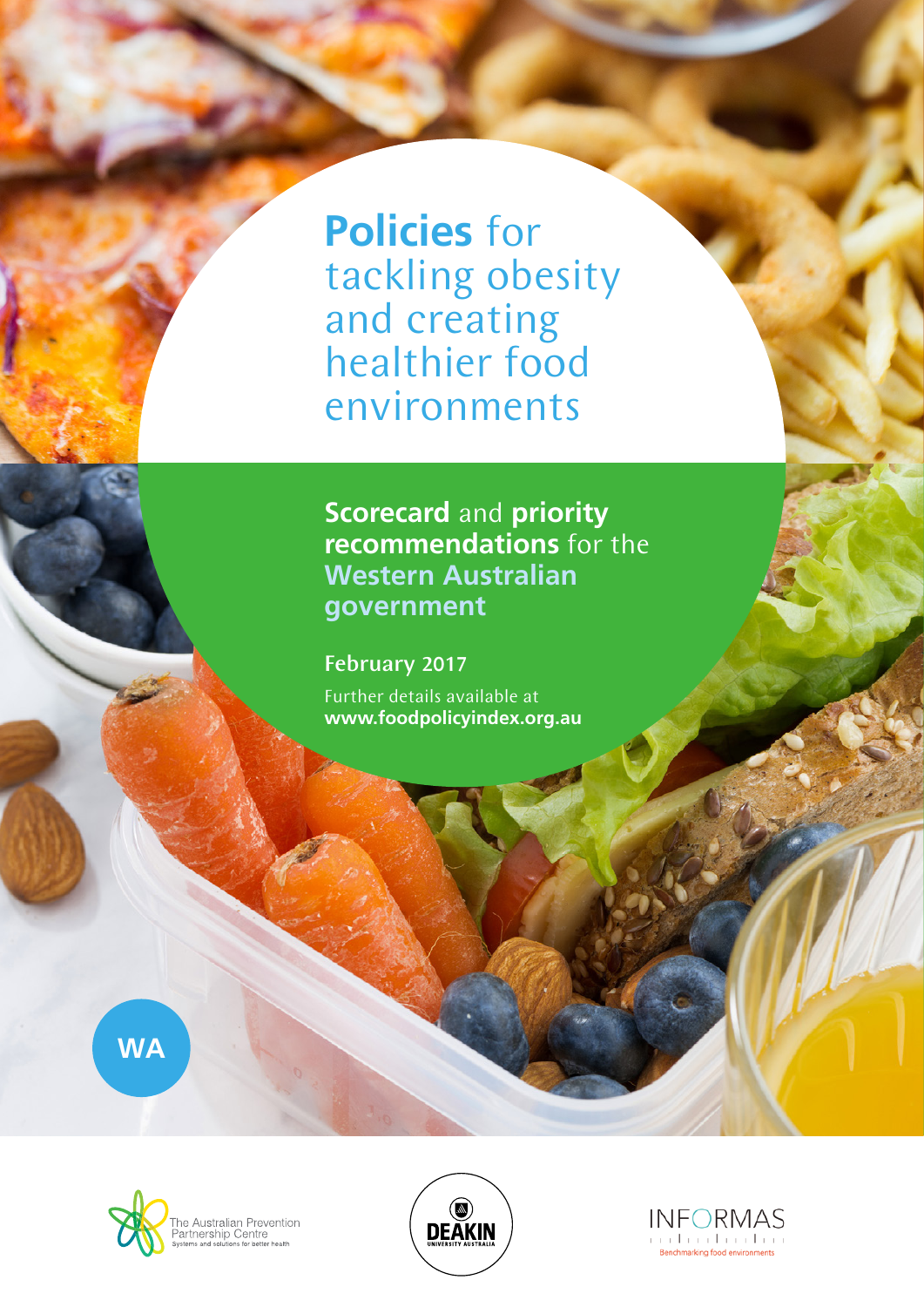# **Policies** for tackling obesity and creating healthier food environments

## **Scorecard** and **priority recommendations** for the **Western Australian government**

**February 2017**

Further details available at
**www.foodpolicyindex.org.au**

WA

The Australian Prevention Partnership Centre
Systems and solutions for better health

DEAKIN UNIVERSITY AUSTRALIA

INFORMAS
Benchmarking food environments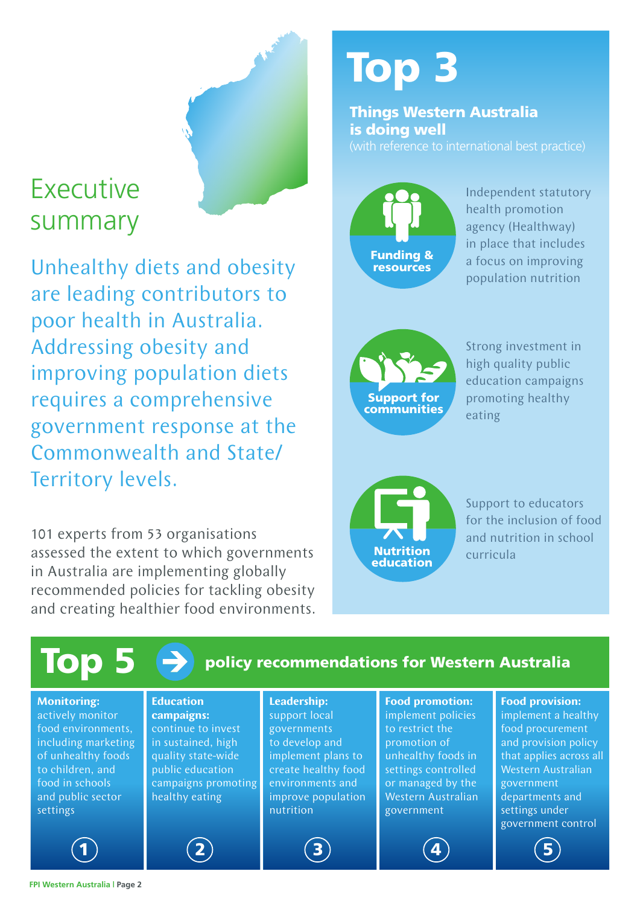# Executive summary

Unhealthy diets and obesity are leading contributors to poor health in Australia. Addressing obesity and improving population diets requires a comprehensive government response at the Commonwealth and State/Territory levels.

101 experts from 53 organisations assessed the extent to which governments in Australia are implementing globally recommended policies for tackling obesity and creating healthier food environments.

## Top 3

### Things Western Australia is doing well

(with reference to international best practice)

**Funding & resources**

Independent statutory health promotion agency (Healthway) in place that includes a focus on improving population nutrition

**Support for communities**

Strong investment in high quality public education campaigns promoting healthy eating

**Nutrition education**

Support to educators for the inclusion of food and nutrition in school curricula

## Top 5 policy recommendations for Western Australia

1. **Monitoring:** actively monitor food environments, including marketing of unhealthy foods to children, and food in schools and public sector settings
2. **Education campaigns:** continue to invest in sustained, high quality state-wide public education campaigns promoting healthy eating
3. **Leadership:** support local governments to develop and implement plans to create healthy food environments and improve population nutrition
4. **Food promotion:** implement policies to restrict the promotion of unhealthy foods in settings controlled or managed by the Western Australian government
5. **Food provision:** implement a healthy food procurement and provision policy that applies across all Western Australian government departments and settings under government control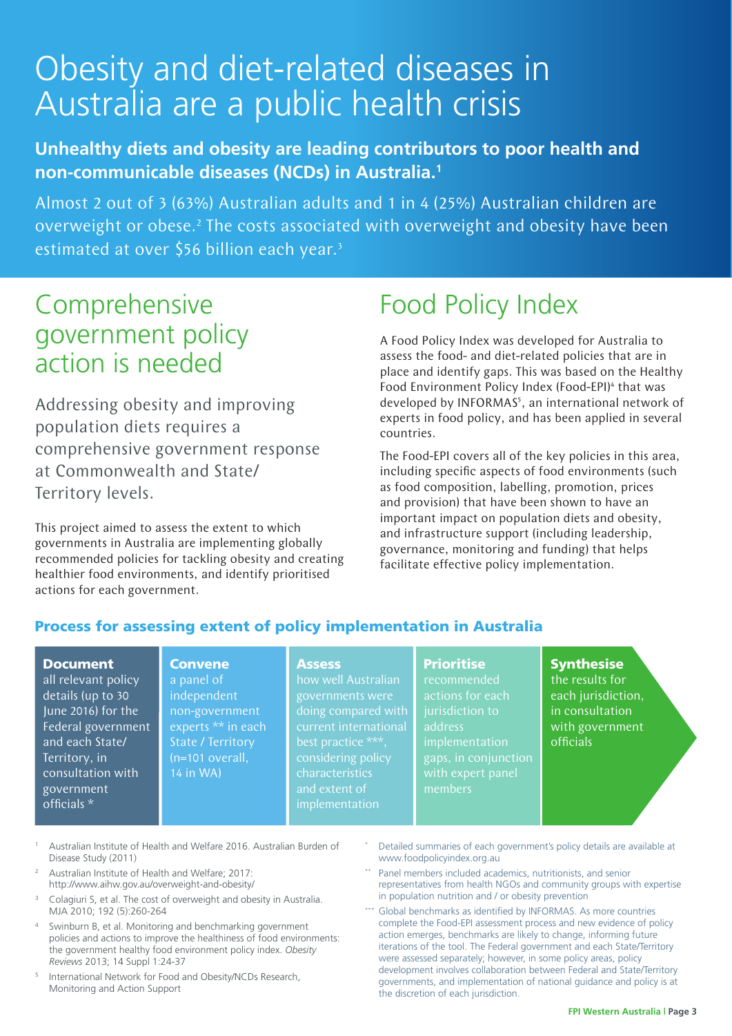# Obesity and diet-related diseases in Australia are a public health crisis

**Unhealthy diets and obesity are leading contributors to poor health and non-communicable diseases (NCDs) in Australia.[1]**

Almost 2 out of 3 (63%) Australian adults and 1 in 4 (25%) Australian children are overweight or obese.[2] The costs associated with overweight and obesity have been estimated at over $56 billion each year.[3]

## Comprehensive government policy action is needed

Addressing obesity and improving population diets requires a comprehensive government response at Commonwealth and State/Territory levels.

This project aimed to assess the extent to which governments in Australia are implementing globally recommended policies for tackling obesity and creating healthier food environments, and identify prioritised actions for each government.

## Food Policy Index

A Food Policy Index was developed for Australia to assess the food- and diet-related policies that are in place and identify gaps. This was based on the Healthy Food Environment Policy Index (Food-EPI)[4] that was developed by INFORMAS[5], an international network of experts in food policy, and has been applied in several countries.

The Food-EPI covers all of the key policies in this area, including specific aspects of food environments (such as food composition, labelling, promotion, prices and provision) that have been shown to have an important impact on population diets and obesity, and infrastructure support (including leadership, governance, monitoring and funding) that helps facilitate effective policy implementation.

### Process for assessing extent of policy implementation in Australia

1. **Document** all relevant policy details (up to 30 June 2016) for the Federal government and each State/Territory, in consultation with government officials *
2. **Convene** a panel of independent non-government experts ** in each State / Territory (n=101 overall, 14 in WA)
3. **Assess** how well Australian governments were doing compared with current international best practice ***, considering policy characteristics and extent of implementation
4. **Prioritise** recommended actions for each jurisdiction to address implementation gaps, in conjunction with expert panel members
5. **Synthesise** the results for each jurisdiction, in consultation with government officials

1. Australian Institute of Health and Welfare 2016. Australian Burden of Disease Study (2011)
2. Australian Institute of Health and Welfare; 2017: http://www.aihw.gov.au/overweight-and-obesity/
3. Colagiuri S, et al. The cost of overweight and obesity in Australia. MJA 2010; 192 (5):260-264
4. Swinburn B, et al. Monitoring and benchmarking government policies and actions to improve the healthiness of food environments: the government healthy food environment policy index. *Obesity Reviews* 2013; 14 Suppl 1:24-37
5. International Network for Food and Obesity/NCDs Research, Monitoring and Action Support

\* Detailed summaries of each government's policy details are available at www.foodpolicyindex.org.au

\*\* Panel members included academics, nutritionists, and senior representatives from health NGOs and community groups with expertise in population nutrition and / or obesity prevention

\*\*\* Global benchmarks as identified by INFORMAS. As more countries complete the Food-EPI assessment process and new evidence of policy action emerges, benchmarks are likely to change, informing future iterations of the tool. The Federal government and each State/Territory were assessed separately; however, in some policy areas, policy development involves collaboration between Federal and State/Territory governments, and implementation of national guidance and policy is at the discretion of each jurisdiction.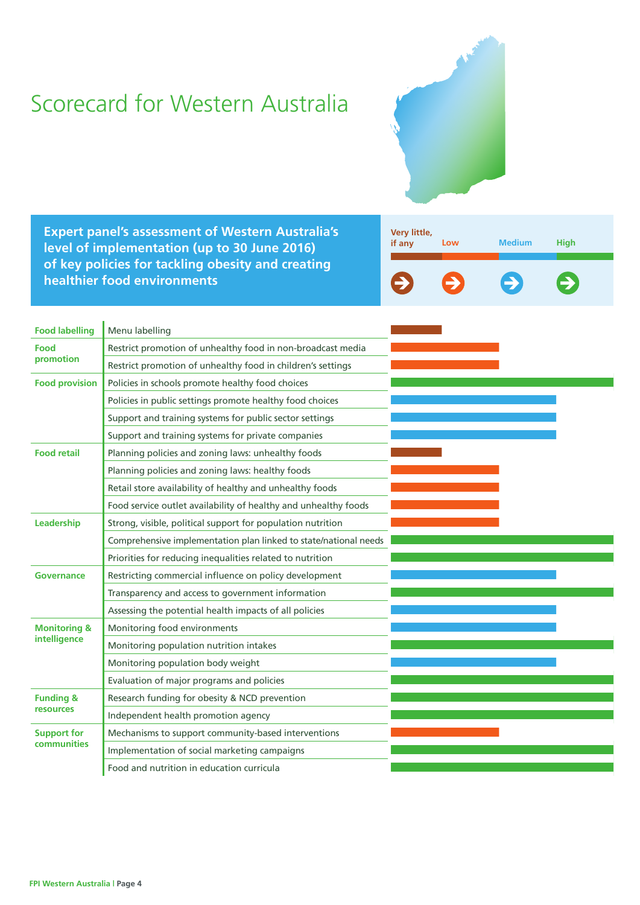# Scorecard for Western Australia

**Expert panel's assessment of Western Australia's level of implementation (up to 30 June 2016) of key policies for tackling obesity and creating healthier food environments**

Legend: Very little, if any | Low | Medium | High

| Domain | Policy | Level of implementation |
|---|---|---|
| Food labelling | Menu labelling | Very little, if any |
| Food promotion | Restrict promotion of unhealthy food in non-broadcast media | Low |
| | Restrict promotion of unhealthy food in children's settings | Low |
| Food provision | Policies in schools promote healthy food choices | High |
| | Policies in public settings promote healthy food choices | Medium |
| | Support and training systems for public sector settings | Medium |
| | Support and training systems for private companies | Medium |
| Food retail | Planning policies and zoning laws: unhealthy foods | Very little, if any |
| | Planning policies and zoning laws: healthy foods | Low |
| | Retail store availability of healthy and unhealthy foods | Low |
| | Food service outlet availability of healthy and unhealthy foods | Low |
| Leadership | Strong, visible, political support for population nutrition | Low |
| | Comprehensive implementation plan linked to state/national needs | High |
| | Priorities for reducing inequalities related to nutrition | High |
| Governance | Restricting commercial influence on policy development | Medium |
| | Transparency and access to government information | High |
| | Assessing the potential health impacts of all policies | Medium |
| Monitoring & intelligence | Monitoring food environments | Medium |
| | Monitoring population nutrition intakes | High |
| | Monitoring population body weight | Medium |
| | Evaluation of major programs and policies | High |
| Funding & resources | Research funding for obesity & NCD prevention | High |
| | Independent health promotion agency | High |
| Support for communities | Mechanisms to support community-based interventions | Low |
| | Implementation of social marketing campaigns | High |
| | Food and nutrition in education curricula | High |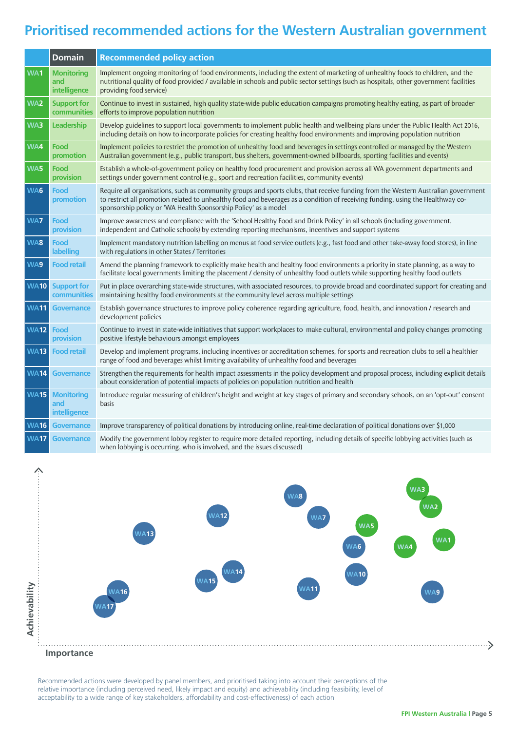# Prioritised recommended actions for the Western Australian government

| | Domain | Recommended policy action |
|---|---|---|
| WA1 | Monitoring and intelligence | Implement ongoing monitoring of food environments, including the extent of marketing of unhealthy foods to children, and the nutritional quality of food provided / available in schools and public sector settings (such as hospitals, other government facilities providing food service) |
| WA2 | Support for communities | Continue to invest in sustained, high quality state-wide public education campaigns promoting healthy eating, as part of broader efforts to improve population nutrition |
| WA3 | Leadership | Develop guidelines to support local governments to implement public health and wellbeing plans under the Public Health Act 2016, including details on how to incorporate policies for creating healthy food environments and improving population nutrition |
| WA4 | Food promotion | Implement policies to restrict the promotion of unhealthy food and beverages in settings controlled or managed by the Western Australian government (e.g., public transport, bus shelters, government-owned billboards, sporting facilities and events) |
| WA5 | Food provision | Establish a whole-of-government policy on healthy food procurement and provision across all WA government departments and settings under government control (e.g., sport and recreation facilities, community events) |
| WA6 | Food promotion | Require all organisations, such as community groups and sports clubs, that receive funding from the Western Australian government to restrict all promotion related to unhealthy food and beverages as a condition of receiving funding, using the Healthway co-sponsorship policy or 'WA Health Sponsorship Policy' as a model |
| WA7 | Food provision | Improve awareness and compliance with the 'School Healthy Food and Drink Policy' in all schools (including government, independent and Catholic schools) by extending reporting mechanisms, incentives and support systems |
| WA8 | Food labelling | Implement mandatory nutrition labelling on menus at food service outlets (e.g., fast food and other take-away food stores), in line with regulations in other States / Territories |
| WA9 | Food retail | Amend the planning framework to explicitly make health and healthy food environments a priority in state planning, as a way to facilitate local governments limiting the placement / density of unhealthy food outlets while supporting healthy food outlets |
| WA10 | Support for communities | Put in place overarching state-wide structures, with associated resources, to provide broad and coordinated support for creating and maintaining healthy food environments at the community level across multiple settings |
| WA11 | Governance | Establish governance structures to improve policy coherence regarding agriculture, food, health, and innovation / research and development policies |
| WA12 | Food provision | Continue to invest in state-wide initiatives that support workplaces to make cultural, environmental and policy changes promoting positive lifestyle behaviours amongst employees |
| WA13 | Food retail | Develop and implement programs, including incentives or accreditation schemes, for sports and recreation clubs to sell a healthier range of food and beverages whilst limiting availability of unhealthy food and beverages |
| WA14 | Governance | Strengthen the requirements for health impact assessments in the policy development and proposal process, including explicit details about consideration of potential impacts of policies on population nutrition and health |
| WA15 | Monitoring and intelligence | Introduce regular measuring of children's height and weight at key stages of primary and secondary schools, on an 'opt-out' consent basis |
| WA16 | Governance | Improve transparency of political donations by introducing online, real-time declaration of political donations over $1,000 |
| WA17 | Governance | Modify the government lobby register to require more detailed reporting, including details of specific lobbying activities (such as when lobbying is occurring, who is involved, and the issues discussed) |

Achievability

Importance

Recommended actions were developed by panel members, and prioritised taking into account their perceptions of the relative importance (including perceived need, likely impact and equity) and achievability (including feasibility, level of acceptability to a wide range of key stakeholders, affordability and cost-effectiveness) of each action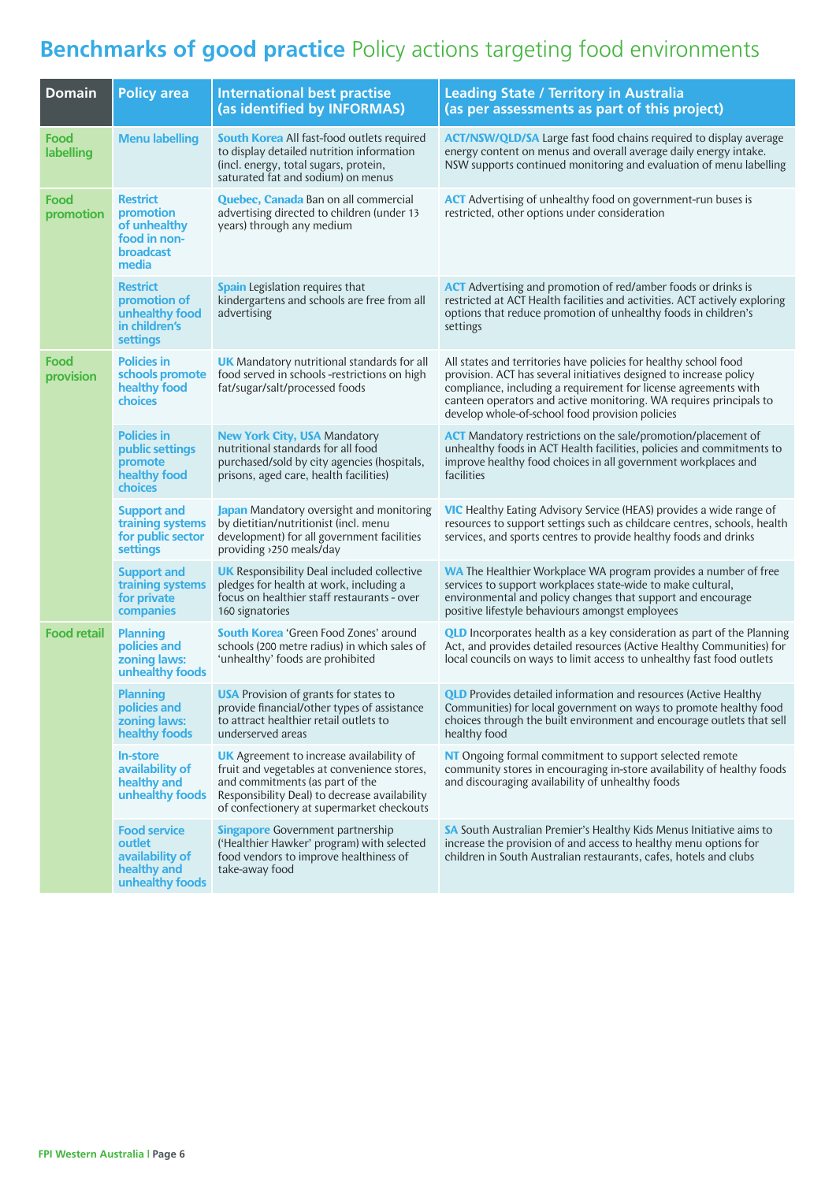# Benchmarks of good practice Policy actions targeting food environments

| Domain | Policy area | International best practise (as identified by INFORMAS) | Leading State / Territory in Australia (as per assessments as part of this project) |
|---|---|---|---|
| Food labelling | Menu labelling | **South Korea** All fast-food outlets required to display detailed nutrition information (incl. energy, total sugars, protein, saturated fat and sodium) on menus | **ACT/NSW/QLD/SA** Large fast food chains required to display average energy content on menus and overall average daily energy intake. NSW supports continued monitoring and evaluation of menu labelling |
| Food promotion | Restrict promotion of unhealthy food in non-broadcast media | **Quebec, Canada** Ban on all commercial advertising directed to children (under 13 years) through any medium | **ACT** Advertising of unhealthy food on government-run buses is restricted, other options under consideration |
| | Restrict promotion of unhealthy food in children's settings | **Spain** Legislation requires that kindergartens and schools are free from all advertising | **ACT** Advertising and promotion of red/amber foods or drinks is restricted at ACT Health facilities and activities. ACT actively exploring options that reduce promotion of unhealthy foods in children's settings |
| Food provision | Policies in schools promote healthy food choices | **UK** Mandatory nutritional standards for all food served in schools -restrictions on high fat/sugar/salt/processed foods | All states and territories have policies for healthy school food provision. ACT has several initiatives designed to increase policy compliance, including a requirement for license agreements with canteen operators and active monitoring. WA requires principals to develop whole-of-school food provision policies |
| | Policies in public settings promote healthy food choices | **New York City, USA** Mandatory nutritional standards for all food purchased/sold by city agencies (hospitals, prisons, aged care, health facilities) | **ACT** Mandatory restrictions on the sale/promotion/placement of unhealthy foods in ACT Health facilities, policies and commitments to improve healthy food choices in all government workplaces and facilities |
| | Support and training systems for public sector settings | **Japan** Mandatory oversight and monitoring by dietitian/nutritionist (incl. menu development) for all government facilities providing ›250 meals/day | **VIC** Healthy Eating Advisory Service (HEAS) provides a wide range of resources to support settings such as childcare centres, schools, health services, and sports centres to provide healthy foods and drinks |
| | Support and training systems for private companies | **UK** Responsibility Deal included collective pledges for health at work, including a focus on healthier staff restaurants - over 160 signatories | **WA** The Healthier Workplace WA program provides a number of free services to support workplaces state-wide to make cultural, environmental and policy changes that support and encourage positive lifestyle behaviours amongst employees |
| Food retail | Planning policies and zoning laws: unhealthy foods | **South Korea** 'Green Food Zones' around schools (200 metre radius) in which sales of 'unhealthy' foods are prohibited | **QLD** Incorporates health as a key consideration as part of the Planning Act, and provides detailed resources (Active Healthy Communities) for local councils on ways to limit access to unhealthy fast food outlets |
| | Planning policies and zoning laws: healthy foods | **USA** Provision of grants for states to provide financial/other types of assistance to attract healthier retail outlets to underserved areas | **QLD** Provides detailed information and resources (Active Healthy Communities) for local government on ways to promote healthy food choices through the built environment and encourage outlets that sell healthy food |
| | In-store availability of healthy and unhealthy foods | **UK** Agreement to increase availability of fruit and vegetables at convenience stores, and commitments (as part of the Responsibility Deal) to decrease availability of confectionery at supermarket checkouts | **NT** Ongoing formal commitment to support selected remote community stores in encouraging in-store availability of healthy foods and discouraging availability of unhealthy foods |
| | Food service outlet availability of healthy and unhealthy foods | **Singapore** Government partnership ('Healthier Hawker' program) with selected food vendors to improve healthiness of take-away food | **SA** South Australian Premier's Healthy Kids Menus Initiative aims to increase the provision of and access to healthy menu options for children in South Australian restaurants, cafes, hotels and clubs |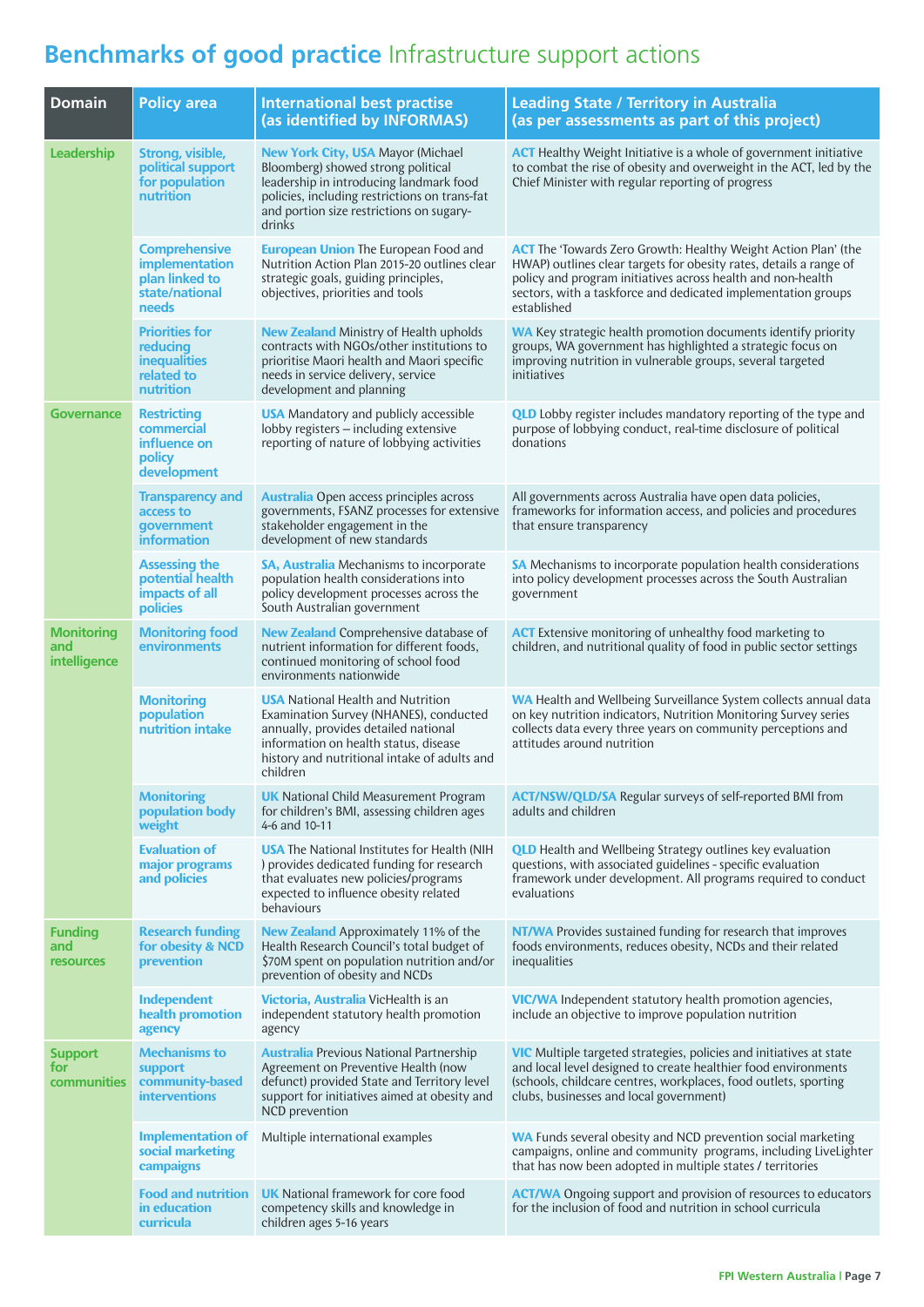# **Benchmarks of good practice** Infrastructure support actions

| Domain | Policy area | International best practise (as identified by INFORMAS) | Leading State / Territory in Australia (as per assessments as part of this project) |
|---|---|---|---|
| Leadership | Strong, visible, political support for population nutrition | **New York City, USA** Mayor (Michael Bloomberg) showed strong political leadership in introducing landmark food policies, including restrictions on trans-fat and portion size restrictions on sugary-drinks | **ACT** Healthy Weight Initiative is a whole of government initiative to combat the rise of obesity and overweight in the ACT, led by the Chief Minister with regular reporting of progress |
| | Comprehensive implementation plan linked to state/national needs | **European Union** The European Food and Nutrition Action Plan 2015-20 outlines clear strategic goals, guiding principles, objectives, priorities and tools | **ACT** The 'Towards Zero Growth: Healthy Weight Action Plan' (the HWAP) outlines clear targets for obesity rates, details a range of policy and program initiatives across health and non-health sectors, with a taskforce and dedicated implementation groups established |
| | Priorities for reducing inequalities related to nutrition | **New Zealand** Ministry of Health upholds contracts with NGOs/other institutions to prioritise Maori health and Maori specific needs in service delivery, service development and planning | **WA** Key strategic health promotion documents identify priority groups, WA government has highlighted a strategic focus on improving nutrition in vulnerable groups, several targeted initiatives |
| Governance | Restricting commercial influence on policy development | **USA** Mandatory and publicly accessible lobby registers – including extensive reporting of nature of lobbying activities | **QLD** Lobby register includes mandatory reporting of the type and purpose of lobbying conduct, real-time disclosure of political donations |
| | Transparency and access to government information | **Australia** Open access principles across governments, FSANZ processes for extensive stakeholder engagement in the development of new standards | All governments across Australia have open data policies, frameworks for information access, and policies and procedures that ensure transparency |
| | Assessing the potential health impacts of all policies | **SA, Australia** Mechanisms to incorporate population health considerations into policy development processes across the South Australian government | **SA** Mechanisms to incorporate population health considerations into policy development processes across the South Australian government |
| Monitoring and intelligence | Monitoring food environments | **New Zealand** Comprehensive database of nutrient information for different foods, continued monitoring of school food environments nationwide | **ACT** Extensive monitoring of unhealthy food marketing to children, and nutritional quality of food in public sector settings |
| | Monitoring population nutrition intake | **USA** National Health and Nutrition Examination Survey (NHANES), conducted annually, provides detailed national information on health status, disease history and nutritional intake of adults and children | **WA** Health and Wellbeing Surveillance System collects annual data on key nutrition indicators, Nutrition Monitoring Survey series collects data every three years on community perceptions and attitudes around nutrition |
| | Monitoring population body weight | **UK** National Child Measurement Program for children's BMI, assessing children ages 4-6 and 10-11 | **ACT/NSW/QLD/SA** Regular surveys of self-reported BMI from adults and children |
| | Evaluation of major programs and policies | **USA** The National Institutes for Health (NIH ) provides dedicated funding for research that evaluates new policies/programs expected to influence obesity related behaviours | **QLD** Health and Wellbeing Strategy outlines key evaluation questions, with associated guidelines - specific evaluation framework under development. All programs required to conduct evaluations |
| Funding and resources | Research funding for obesity & NCD prevention | **New Zealand** Approximately 11% of the Health Research Council's total budget of $70M spent on population nutrition and/or prevention of obesity and NCDs | **NT/WA** Provides sustained funding for research that improves foods environments, reduces obesity, NCDs and their related inequalities |
| | Independent health promotion agency | **Victoria, Australia** VicHealth is an independent statutory health promotion agency | **VIC/WA** Independent statutory health promotion agencies, include an objective to improve population nutrition |
| Support for communities | Mechanisms to support community-based interventions | **Australia** Previous National Partnership Agreement on Preventive Health (now defunct) provided State and Territory level support for initiatives aimed at obesity and NCD prevention | **VIC** Multiple targeted strategies, policies and initiatives at state and local level designed to create healthier food environments (schools, childcare centres, workplaces, food outlets, sporting clubs, businesses and local government) |
| | Implementation of social marketing campaigns | Multiple international examples | **WA** Funds several obesity and NCD prevention social marketing campaigns, online and community programs, including LiveLighter that has now been adopted in multiple states / territories |
| | Food and nutrition in education curricula | **UK** National framework for core food competency skills and knowledge in children ages 5-16 years | **ACT/WA** Ongoing support and provision of resources to educators for the inclusion of food and nutrition in school curricula |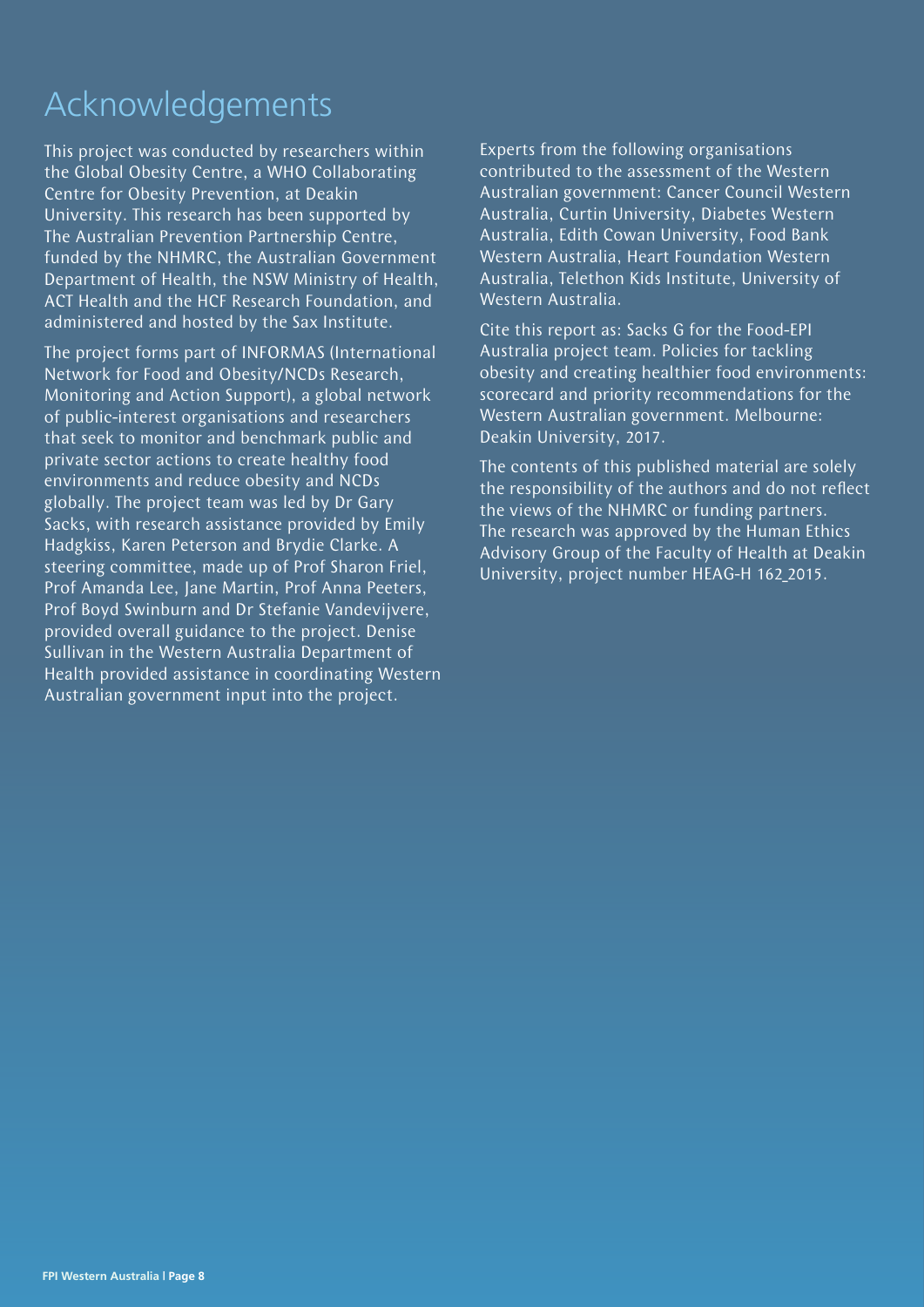# Acknowledgements

This project was conducted by researchers within the Global Obesity Centre, a WHO Collaborating Centre for Obesity Prevention, at Deakin University. This research has been supported by The Australian Prevention Partnership Centre, funded by the NHMRC, the Australian Government Department of Health, the NSW Ministry of Health, ACT Health and the HCF Research Foundation, and administered and hosted by the Sax Institute.

The project forms part of INFORMAS (International Network for Food and Obesity/NCDs Research, Monitoring and Action Support), a global network of public-interest organisations and researchers that seek to monitor and benchmark public and private sector actions to create healthy food environments and reduce obesity and NCDs globally. The project team was led by Dr Gary Sacks, with research assistance provided by Emily Hadgkiss, Karen Peterson and Brydie Clarke. A steering committee, made up of Prof Sharon Friel, Prof Amanda Lee, Jane Martin, Prof Anna Peeters, Prof Boyd Swinburn and Dr Stefanie Vandevijvere, provided overall guidance to the project. Denise Sullivan in the Western Australia Department of Health provided assistance in coordinating Western Australian government input into the project.

Experts from the following organisations contributed to the assessment of the Western Australian government: Cancer Council Western Australia, Curtin University, Diabetes Western Australia, Edith Cowan University, Food Bank Western Australia, Heart Foundation Western Australia, Telethon Kids Institute, University of Western Australia.

Cite this report as: Sacks G for the Food-EPI Australia project team. Policies for tackling obesity and creating healthier food environments: scorecard and priority recommendations for the Western Australian government. Melbourne: Deakin University, 2017.

The contents of this published material are solely the responsibility of the authors and do not reflect the views of the NHMRC or funding partners. The research was approved by the Human Ethics Advisory Group of the Faculty of Health at Deakin University, project number HEAG-H 162_2015.